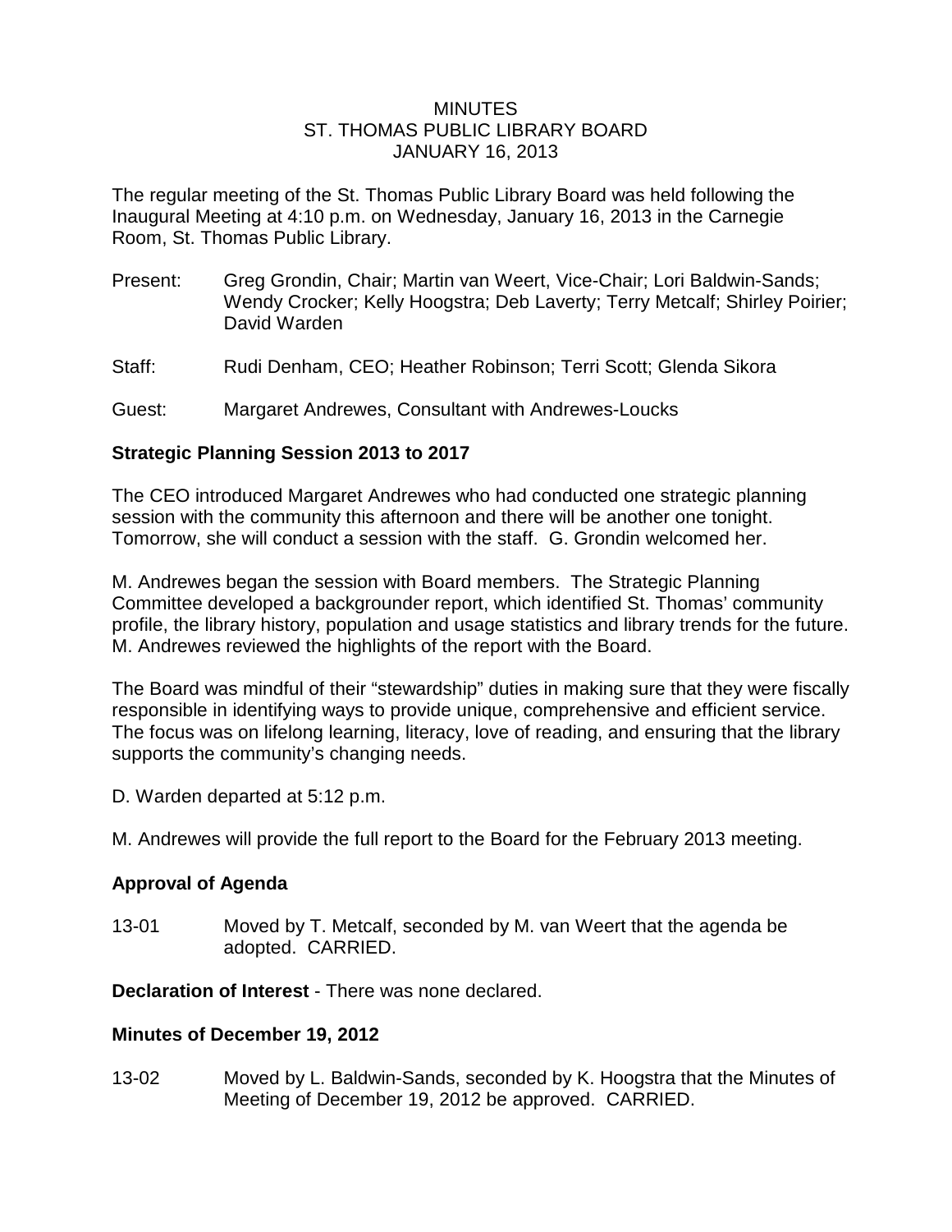# MINUTES
## ST. THOMAS PUBLIC LIBRARY BOARD
## JANUARY 16, 2013

The regular meeting of the St. Thomas Public Library Board was held following the Inaugural Meeting at 4:10 p.m. on Wednesday, January 16, 2013 in the Carnegie Room, St. Thomas Public Library.

Present: Greg Grondin, Chair; Martin van Weert, Vice-Chair; Lori Baldwin-Sands; Wendy Crocker; Kelly Hoogstra; Deb Laverty; Terry Metcalf; Shirley Poirier; David Warden

Staff: Rudi Denham, CEO; Heather Robinson; Terri Scott; Glenda Sikora

Guest: Margaret Andrewes, Consultant with Andrewes-Loucks

**Strategic Planning Session 2013 to 2017**

The CEO introduced Margaret Andrewes who had conducted one strategic planning session with the community this afternoon and there will be another one tonight. Tomorrow, she will conduct a session with the staff. G. Grondin welcomed her.

M. Andrewes began the session with Board members. The Strategic Planning Committee developed a backgrounder report, which identified St. Thomas' community profile, the library history, population and usage statistics and library trends for the future. M. Andrewes reviewed the highlights of the report with the Board.

The Board was mindful of their "stewardship" duties in making sure that they were fiscally responsible in identifying ways to provide unique, comprehensive and efficient service. The focus was on lifelong learning, literacy, love of reading, and ensuring that the library supports the community's changing needs.

D. Warden departed at 5:12 p.m.

M. Andrewes will provide the full report to the Board for the February 2013 meeting.

**Approval of Agenda**

13-01 Moved by T. Metcalf, seconded by M. van Weert that the agenda be adopted. CARRIED.

**Declaration of Interest** - There was none declared.

**Minutes of December 19, 2012**

13-02 Moved by L. Baldwin-Sands, seconded by K. Hoogstra that the Minutes of Meeting of December 19, 2012 be approved. CARRIED.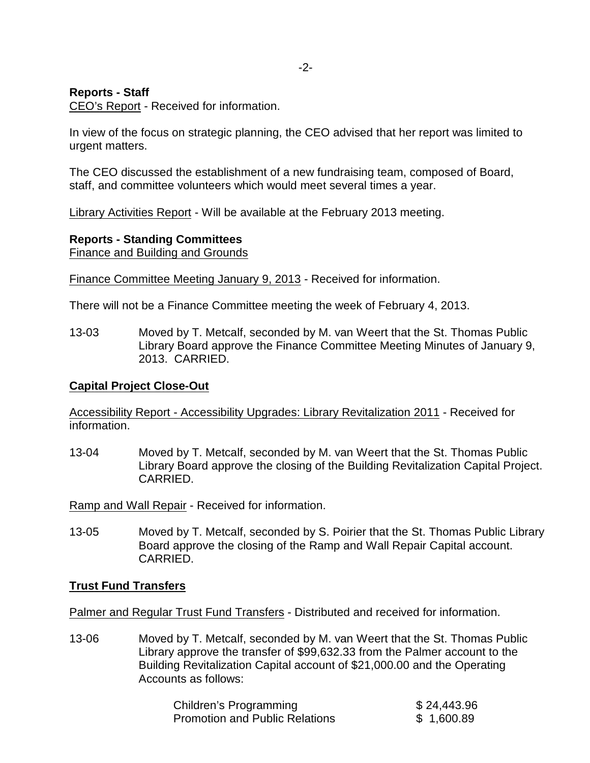**Reports - Staff**

CEO's Report - Received for information.

In view of the focus on strategic planning, the CEO advised that her report was limited to urgent matters.

The CEO discussed the establishment of a new fundraising team, composed of Board, staff, and committee volunteers which would meet several times a year.

Library Activities Report - Will be available at the February 2013 meeting.

**Reports - Standing Committees**

Finance and Building and Grounds

Finance Committee Meeting January 9, 2013 - Received for information.

There will not be a Finance Committee meeting the week of February 4, 2013.

13-03 Moved by T. Metcalf, seconded by M. van Weert that the St. Thomas Public Library Board approve the Finance Committee Meeting Minutes of January 9, 2013. CARRIED.

**Capital Project Close-Out**

Accessibility Report - Accessibility Upgrades: Library Revitalization 2011 - Received for information.

13-04 Moved by T. Metcalf, seconded by M. van Weert that the St. Thomas Public Library Board approve the closing of the Building Revitalization Capital Project. CARRIED.

Ramp and Wall Repair - Received for information.

13-05 Moved by T. Metcalf, seconded by S. Poirier that the St. Thomas Public Library Board approve the closing of the Ramp and Wall Repair Capital account. CARRIED.

**Trust Fund Transfers**

Palmer and Regular Trust Fund Transfers - Distributed and received for information.

13-06 Moved by T. Metcalf, seconded by M. van Weert that the St. Thomas Public Library approve the transfer of $99,632.33 from the Palmer account to the Building Revitalization Capital account of $21,000.00 and the Operating Accounts as follows:

| | |
|---|---|
| Children's Programming | $ 24,443.96 |
| Promotion and Public Relations | $ 1,600.89 |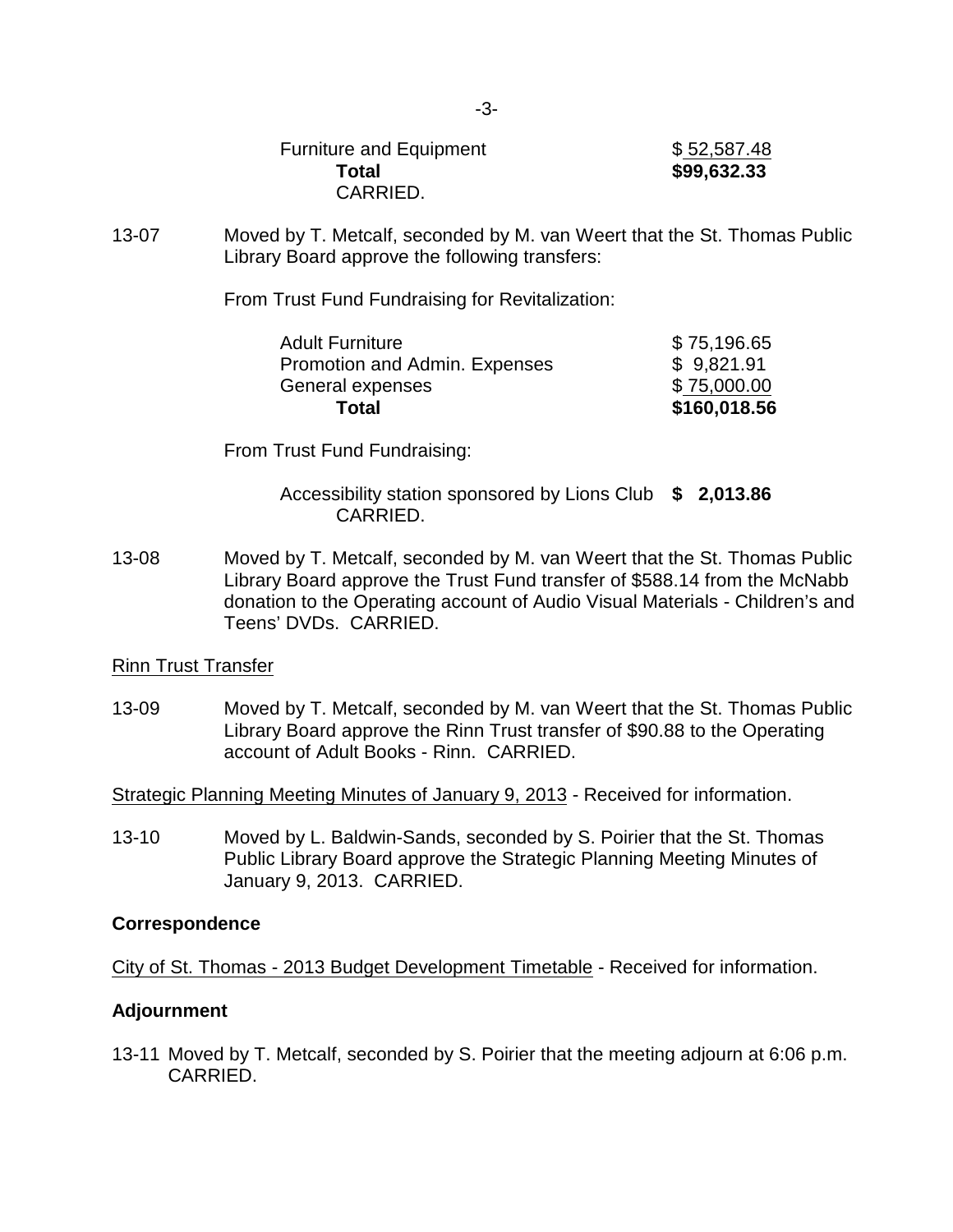| | |
|---|---|
| Furniture and Equipment | $ 52,587.48 |
| **Total** | **$99,632.33** |

CARRIED.

13-07 Moved by T. Metcalf, seconded by M. van Weert that the St. Thomas Public Library Board approve the following transfers:

From Trust Fund Fundraising for Revitalization:

| | |
|---|---|
| Adult Furniture | $ 75,196.65 |
| Promotion and Admin. Expenses | $ 9,821.91 |
| General expenses | $ 75,000.00 |
| **Total** | **$160,018.56** |

From Trust Fund Fundraising:

Accessibility station sponsored by Lions Club **$ 2,013.86**
CARRIED.

13-08 Moved by T. Metcalf, seconded by M. van Weert that the St. Thomas Public Library Board approve the Trust Fund transfer of $588.14 from the McNabb donation to the Operating account of Audio Visual Materials - Children's and Teens' DVDs. CARRIED.

Rinn Trust Transfer

13-09 Moved by T. Metcalf, seconded by M. van Weert that the St. Thomas Public Library Board approve the Rinn Trust transfer of $90.88 to the Operating account of Adult Books - Rinn. CARRIED.

Strategic Planning Meeting Minutes of January 9, 2013 - Received for information.

13-10 Moved by L. Baldwin-Sands, seconded by S. Poirier that the St. Thomas Public Library Board approve the Strategic Planning Meeting Minutes of January 9, 2013. CARRIED.

**Correspondence**

City of St. Thomas - 2013 Budget Development Timetable - Received for information.

**Adjournment**

13-11 Moved by T. Metcalf, seconded by S. Poirier that the meeting adjourn at 6:06 p.m. CARRIED.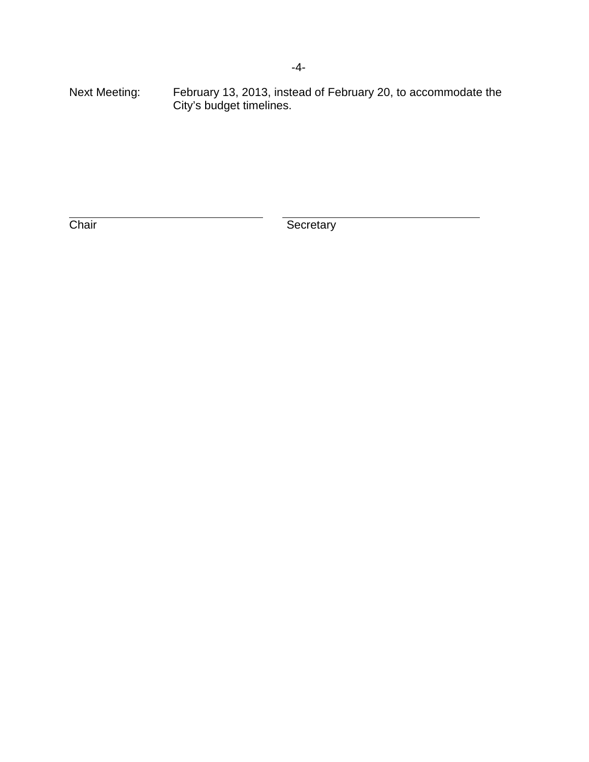Next Meeting: February 13, 2013, instead of February 20, to accommodate the City's budget timelines.

\_\_\_\_\_\_\_\_\_\_\_\_\_\_\_\_\_\_\_\_\_\_\_\_\_\_\_\_\_\_ \_\_\_\_\_\_\_\_\_\_\_\_\_\_\_\_\_\_\_\_\_\_\_\_\_\_\_\_\_\_

Chair Secretary